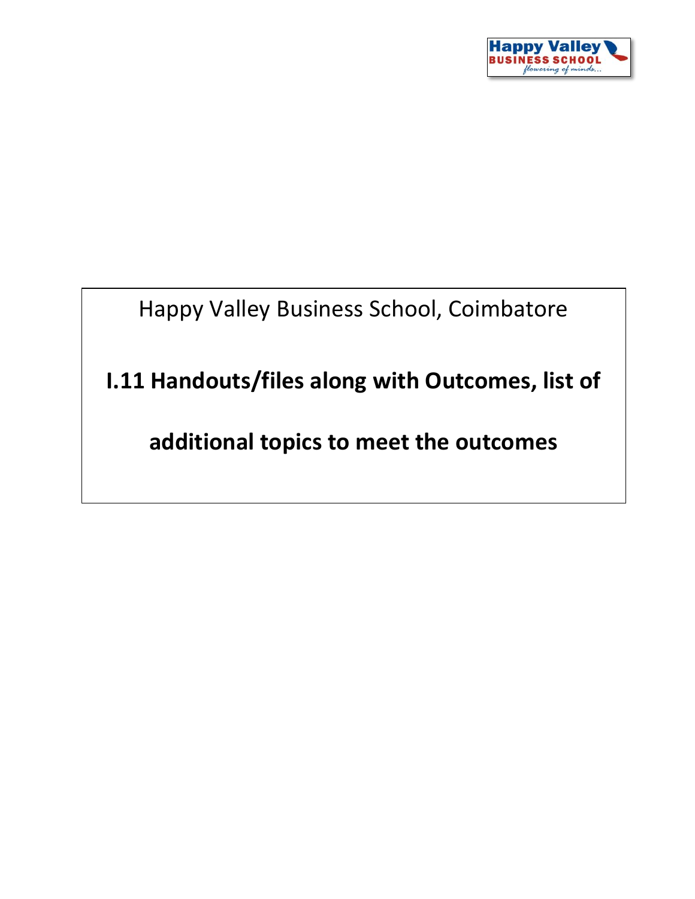Happy Valley Business School, Coimbatore

# I.11 Handouts/files along with Outcomes, list of additional topics to meet the outcomes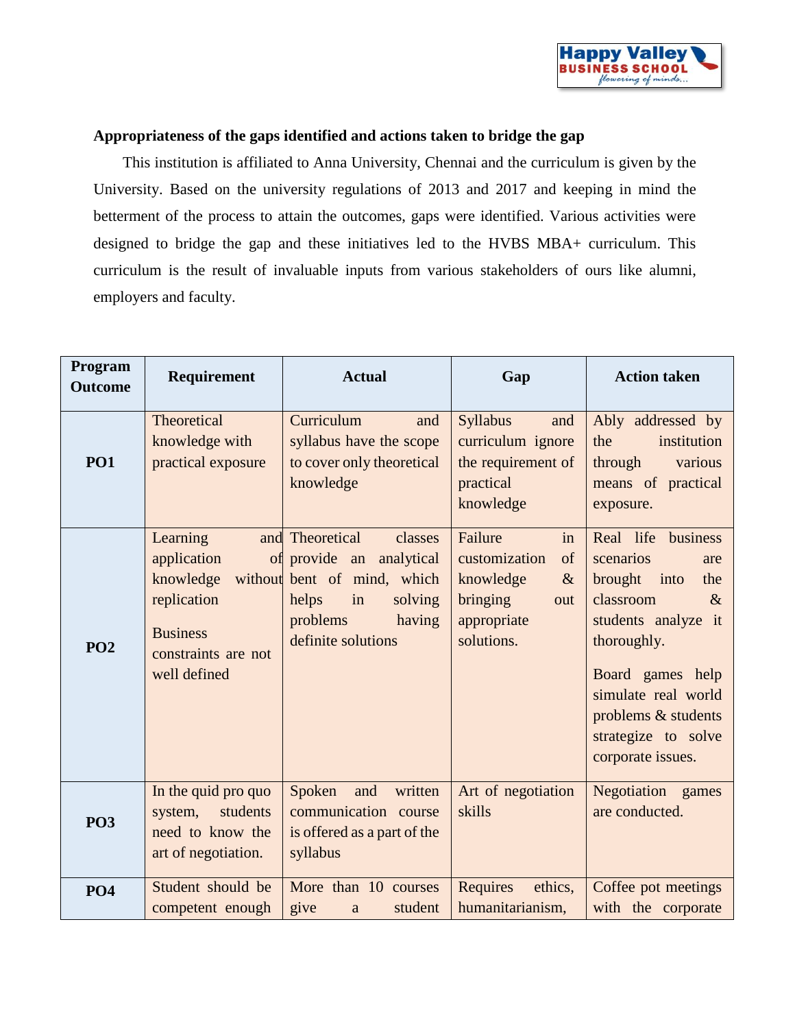**Appropriateness of the gaps identified and actions taken to bridge the gap**

This institution is affiliated to Anna University, Chennai and the curriculum is given by the University. Based on the university regulations of 2013 and 2017 and keeping in mind the betterment of the process to attain the outcomes, gaps were identified. Various activities were designed to bridge the gap and these initiatives led to the HVBS MBA+ curriculum. This curriculum is the result of invaluable inputs from various stakeholders of ours like alumni, employers and faculty.

| Program Outcome | Requirement | Actual | Gap | Action taken |
|---|---|---|---|---|
| **PO1** | Theoretical knowledge with practical exposure | Curriculum and syllabus have the scope to cover only theoretical knowledge | Syllabus and curriculum ignore the requirement of practical knowledge | Ably addressed by the institution through various means of practical exposure. |
| **PO2** | Learning and application of knowledge without replication<br><br>Business constraints are not well defined | Theoretical classes provide an analytical bent of mind, which helps in solving problems having definite solutions | Failure in customization of knowledge & bringing out appropriate solutions. | Real life business scenarios are brought into the classroom & students analyze it thoroughly.<br><br>Board games help simulate real world problems & students strategize to solve corporate issues. |
| **PO3** | In the quid pro quo system, students need to know the art of negotiation. | Spoken and written communication course is offered as a part of the syllabus | Art of negotiation skills | Negotiation games are conducted. |
| **PO4** | Student should be competent enough | More than 10 courses give a student | Requires ethics, humanitarianism, | Coffee pot meetings with the corporate |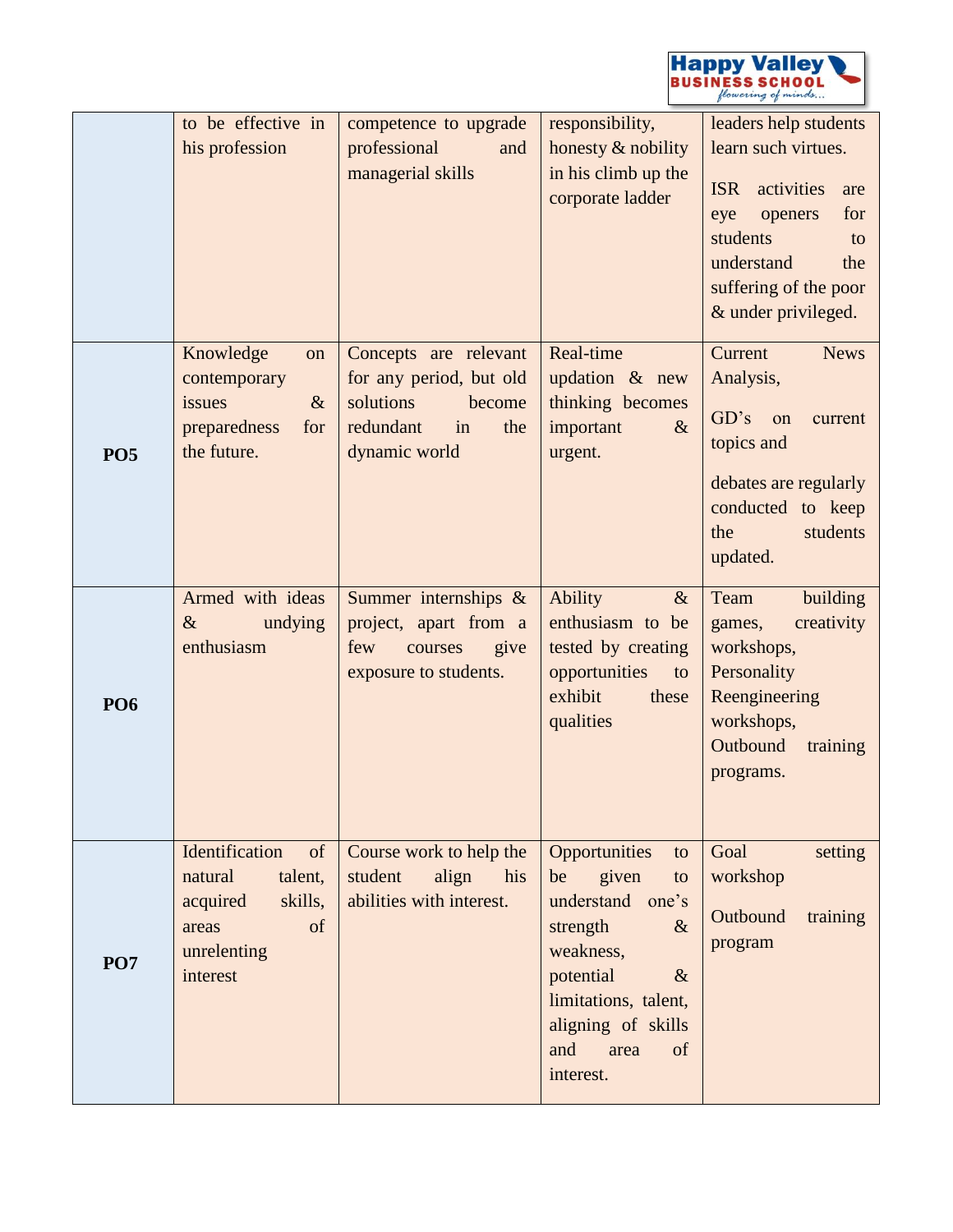| | | | | |
|---|---|---|---|---|
| | to be effective in his profession | competence to upgrade professional and managerial skills | responsibility, honesty & nobility in his climb up the corporate ladder | leaders help students learn such virtues. ISR activities are eye openers for students to understand the suffering of the poor & under privileged. |
| **PO5** | Knowledge on contemporary issues & preparedness for the future. | Concepts are relevant for any period, but old solutions become redundant in the dynamic world | Real-time updation & new thinking becomes important & urgent. | Current News Analysis, GD's on current topics and debates are regularly conducted to keep the students updated. |
| **PO6** | Armed with ideas & undying enthusiasm | Summer internships & project, apart from a few courses give exposure to students. | Ability & enthusiasm to be tested by creating opportunities to exhibit these qualities | Team building games, creativity workshops, Personality Reengineering workshops, Outbound training programs. |
| **PO7** | Identification of natural talent, acquired skills, areas of unrelenting interest | Course work to help the student align his abilities with interest. | Opportunities to be given to understand one's strength & weakness, potential & limitations, talent, aligning of skills and area of interest. | Goal setting workshop Outbound training program |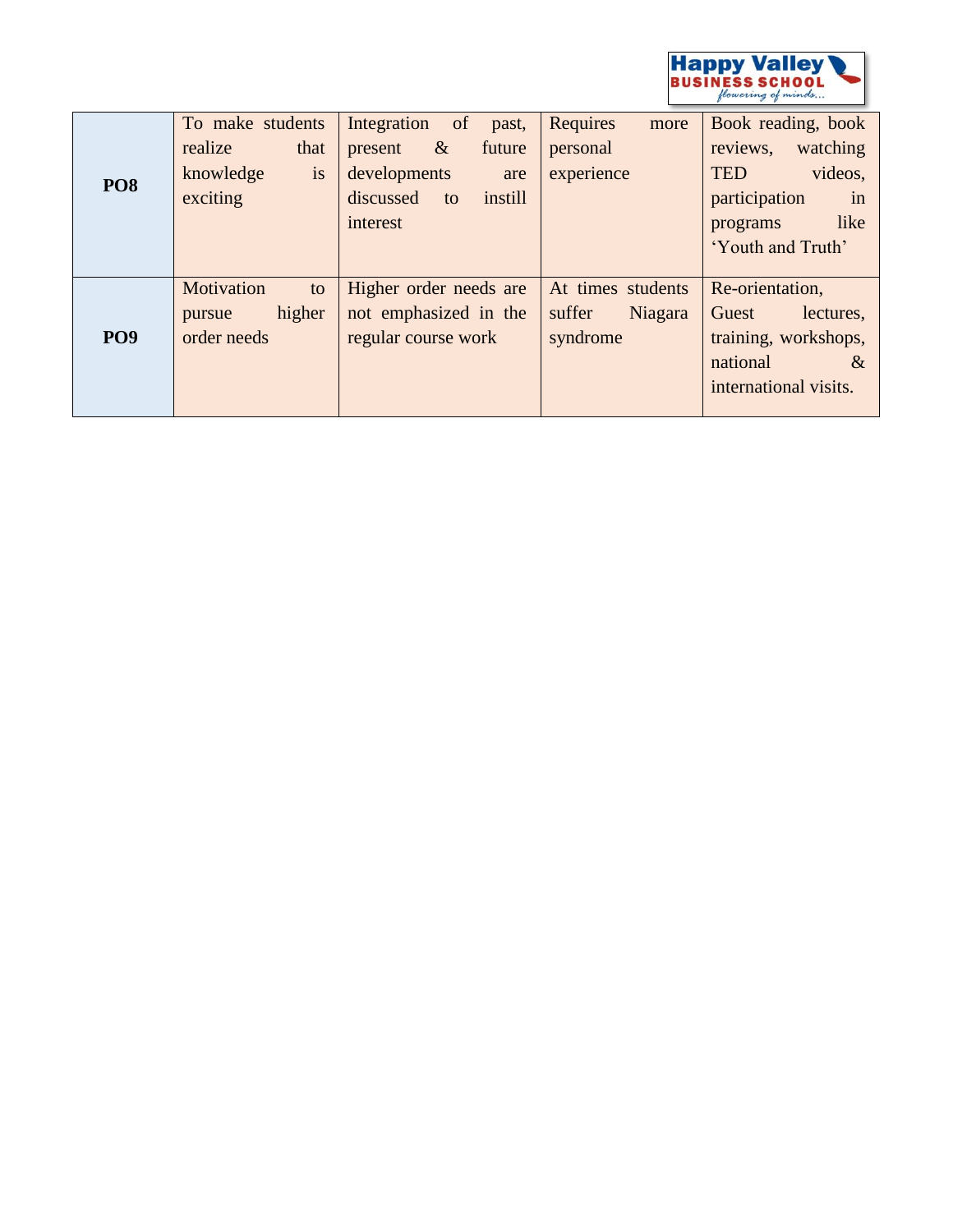| | | | | |
|---|---|---|---|---|
| **PO8** | To make students realize that knowledge is exciting | Integration of past, present & future developments are discussed to instill interest | Requires more personal experience | Book reading, book reviews, watching TED videos, participation in programs like 'Youth and Truth' |
| **PO9** | Motivation to pursue higher order needs | Higher order needs are not emphasized in the regular course work | At times students suffer Niagara syndrome | Re-orientation, Guest lectures, training, workshops, national & international visits. |